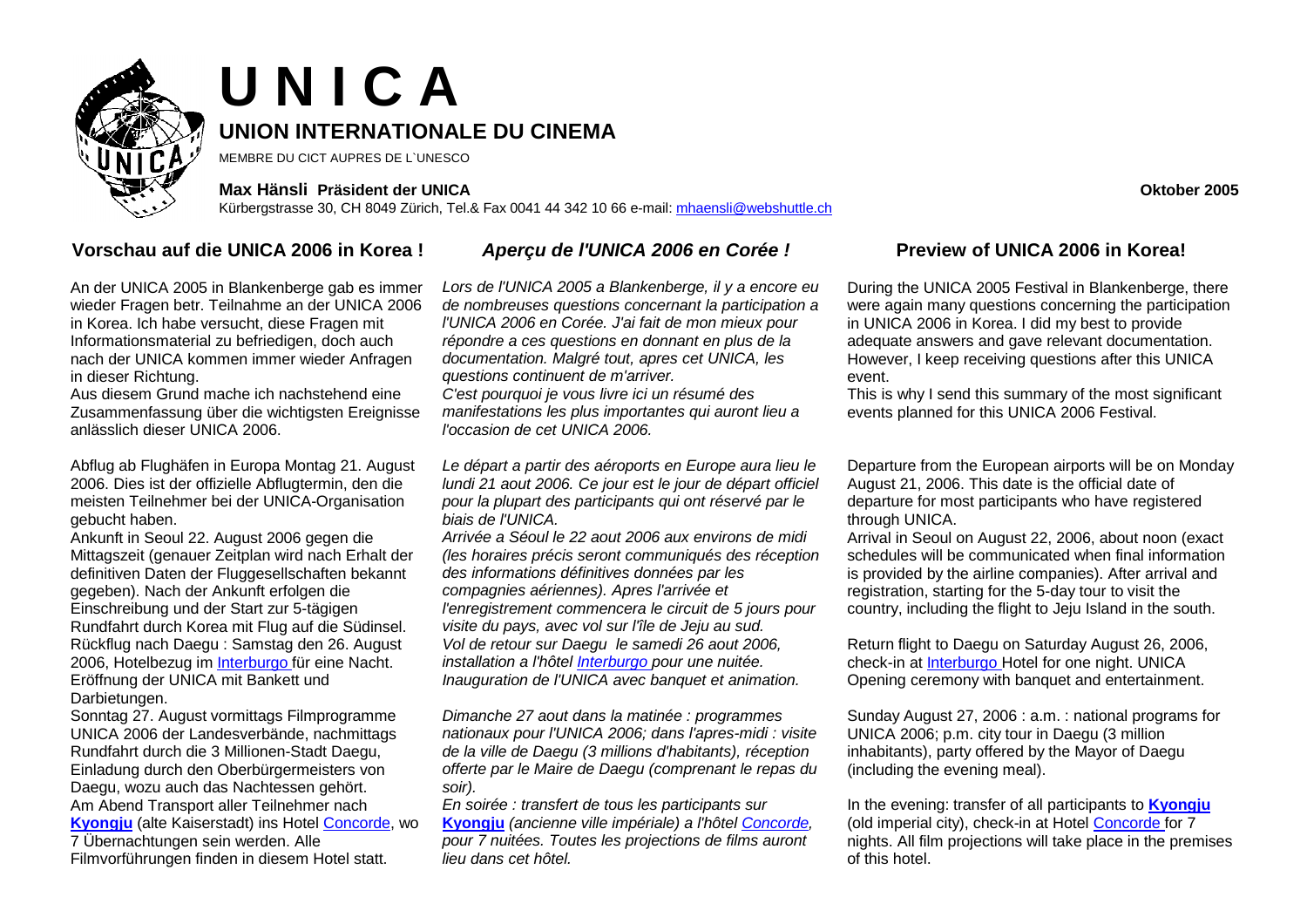# U N I C A

## UNION INTERNATIONALE DU CINEMA

MEMBRE DU CICT AUPRES DE L`UNESCO

**Max Hänsli Präsident der UNICA** **Oktober 2005**

Kürbergstrasse 30, CH 8049 Zürich, Tel.& Fax 0041 44 342 10 66 e-mail: mhaensli@webshuttle.ch

### Vorschau auf die UNICA 2006 in Korea !

An der UNICA 2005 in Blankenberge gab es immer wieder Fragen betr. Teilnahme an der UNICA 2006 in Korea. Ich habe versucht, diese Fragen mit Informationsmaterial zu befriedigen, doch auch nach der UNICA kommen immer wieder Anfragen in dieser Richtung.

Aus diesem Grund mache ich nachstehend eine Zusammenfassung über die wichtigsten Ereignisse anlässlich dieser UNICA 2006.

Abflug ab Flughäfen in Europa Montag 21. August 2006. Dies ist der offizielle Abflugtermin, den die meisten Teilnehmer bei der UNICA-Organisation gebucht haben.

Ankunft in Seoul 22. August 2006 gegen die Mittagszeit (genauer Zeitplan wird nach Erhalt der definitiven Daten der Fluggesellschaften bekannt gegeben). Nach der Ankunft erfolgen die Einschreibung und der Start zur 5-tägigen Rundfahrt durch Korea mit Flug auf die Südinsel.

Rückflug nach Daegu : Samstag den 26. August 2006, Hotelbezug im Interburgo für eine Nacht. Eröffnung der UNICA mit Bankett und Darbietungen.

Sonntag 27. August vormittags Filmprogramme UNICA 2006 der Landesverbände, nachmittags Rundfahrt durch die 3 Millionen-Stadt Daegu, Einladung durch den Oberbürgermeisters von Daegu, wozu auch das Nachtessen gehört.

Am Abend Transport aller Teilnehmer nach **Kyongju** (alte Kaiserstadt) ins Hotel Concorde, wo 7 Übernachtungen sein werden. Alle Filmvorführungen finden in diesem Hotel statt.

### *Aperçu de l'UNICA 2006 en Corée !*

*Lors de l'UNICA 2005 a Blankenberge, il y a encore eu de nombreuses questions concernant la participation a l'UNICA 2006 en Corée. J'ai fait de mon mieux pour répondre a ces questions en donnant en plus de la documentation. Malgré tout, apres cet UNICA, les questions continuent de m'arriver.*

*C'est pourquoi je vous livre ici un résumé des manifestations les plus importantes qui auront lieu a l'occasion de cet UNICA 2006.*

*Le départ a partir des aéroports en Europe aura lieu le lundi 21 aout 2006. Ce jour est le jour de départ officiel pour la plupart des participants qui ont réservé par le biais de l'UNICA.*

*Arrivée a Séoul le 22 aout 2006 aux environs de midi (les horaires précis seront communiqués des réception des informations définitives données par les compagnies aériennes). Apres l'arrivée et l'enregistrement commencera le circuit de 5 jours pour visite du pays, avec vol sur l'île de Jeju au sud.*

*Vol de retour sur Daegu le samedi 26 aout 2006, installation a l'hôtel Interburgo pour une nuitée. Inauguration de l'UNICA avec banquet et animation.*

*Dimanche 27 aout dans la matinée : programmes nationaux pour l'UNICA 2006; dans l'apres-midi : visite de la ville de Daegu (3 millions d'habitants), réception offerte par le Maire de Daegu (comprenant le repas du soir).*

*En soirée : transfert de tous les participants sur* ***Kyongju*** *(ancienne ville impériale) a l'hôtel Concorde, pour 7 nuitées. Toutes les projections de films auront lieu dans cet hôtel.*

### Preview of UNICA 2006 in Korea!

During the UNICA 2005 Festival in Blankenberge, there were again many questions concerning the participation in UNICA 2006 in Korea. I did my best to provide adequate answers and gave relevant documentation. However, I keep receiving questions after this UNICA event.

This is why I send this summary of the most significant events planned for this UNICA 2006 Festival.

Departure from the European airports will be on Monday August 21, 2006. This date is the official date of departure for most participants who have registered through UNICA.

Arrival in Seoul on August 22, 2006, about noon (exact schedules will be communicated when final information is provided by the airline companies). After arrival and registration, starting for the 5-day tour to visit the country, including the flight to Jeju Island in the south.

Return flight to Daegu on Saturday August 26, 2006, check-in at Interburgo Hotel for one night. UNICA Opening ceremony with banquet and entertainment.

Sunday August 27, 2006 : a.m. : national programs for UNICA 2006; p.m. city tour in Daegu (3 million inhabitants), party offered by the Mayor of Daegu (including the evening meal).

In the evening: transfer of all participants to **Kyongju** (old imperial city), check-in at Hotel Concorde for 7 nights. All film projections will take place in the premises of this hotel.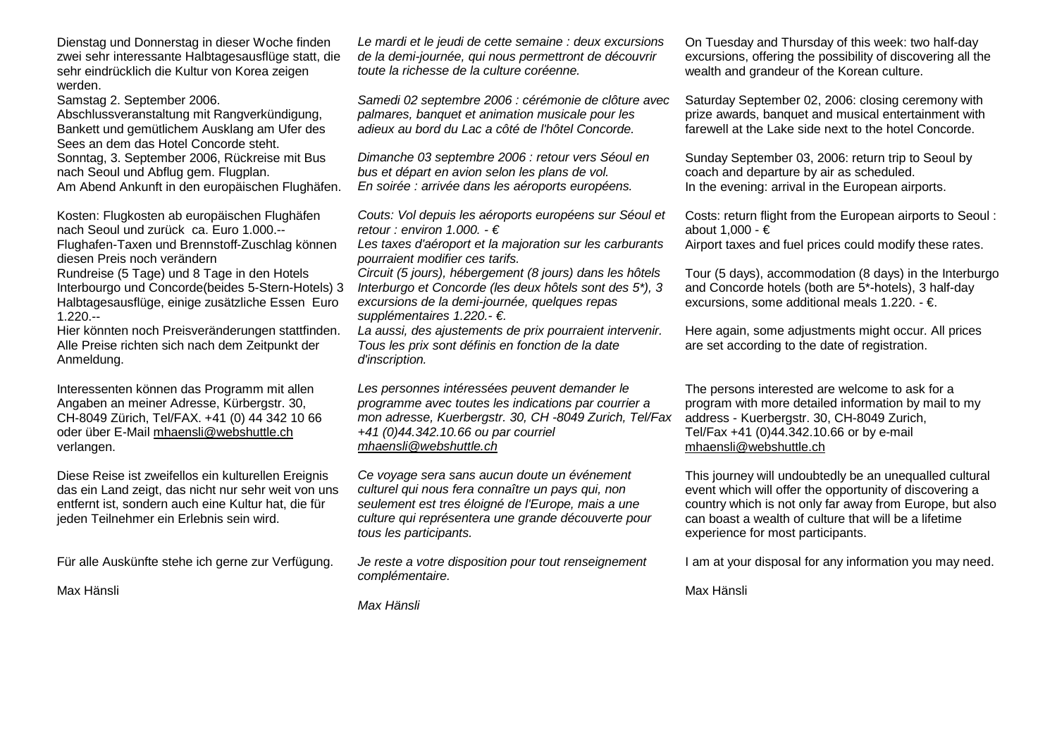Dienstag und Donnerstag in dieser Woche finden zwei sehr interessante Halbtagesausflüge statt, die sehr eindrücklich die Kultur von Korea zeigen werden.
Samstag 2. September 2006.
Abschlussveranstaltung mit Rangverkündigung, Bankett und gemütlichem Ausklang am Ufer des Sees an dem das Hotel Concorde steht.
Sonntag, 3. September 2006, Rückreise mit Bus nach Seoul und Abflug gem. Flugplan.
Am Abend Ankunft in den europäischen Flughäfen.

Kosten: Flugkosten ab europäischen Flughäfen nach Seoul und zurück ca. Euro 1.000.--
Flughafen-Taxen und Brennstoff-Zuschlag können diesen Preis noch verändern
Rundreise (5 Tage) und 8 Tage in den Hotels Interbourgo und Concorde(beides 5-Stern-Hotels) 3 Halbtagesausflüge, einige zusätzliche Essen Euro 1.220.--
Hier könnten noch Preisveränderungen stattfinden. Alle Preise richten sich nach dem Zeitpunkt der Anmeldung.

Interessenten können das Programm mit allen Angaben an meiner Adresse, Kürbergstr. 30, CH-8049 Zürich, Tel/FAX. +41 (0) 44 342 10 66 oder über E-Mail mhaensli@webshuttle.ch verlangen.

Diese Reise ist zweifellos ein kulturellen Ereignis das ein Land zeigt, das nicht nur sehr weit von uns entfernt ist, sondern auch eine Kultur hat, die für jeden Teilnehmer ein Erlebnis sein wird.

Für alle Auskünfte stehe ich gerne zur Verfügung.

Max Hänsli

*Le mardi et le jeudi de cette semaine : deux excursions de la demi-journée, qui nous permettront de découvrir toute la richesse de la culture coréenne.*

*Samedi 02 septembre 2006 : cérémonie de clôture avec palmares, banquet et animation musicale pour les adieux au bord du Lac a côté de l'hôtel Concorde.*

*Dimanche 03 septembre 2006 : retour vers Séoul en bus et départ en avion selon les plans de vol.*
*En soirée : arrivée dans les aéroports européens.*

*Couts: Vol depuis les aéroports européens sur Séoul et retour : environ 1.000. - €*
*Les taxes d'aéroport et la majoration sur les carburants pourraient modifier ces tarifs.*
*Circuit (5 jours), hébergement (8 jours) dans les hôtels Interburgo et Concorde (les deux hôtels sont des 5*), 3 excursions de la demi-journée, quelques repas supplémentaires 1.220.- €.*
*La aussi, des ajustements de prix pourraient intervenir. Tous les prix sont définis en fonction de la date d'inscription.*

*Les personnes intéressées peuvent demander le programme avec toutes les indications par courrier a mon adresse, Kuerbergstr. 30, CH -8049 Zurich, Tel/Fax +41 (0)44.342.10.66 ou par courriel mhaensli@webshuttle.ch*

*Ce voyage sera sans aucun doute un événement culturel qui nous fera connaître un pays qui, non seulement est tres éloigné de l'Europe, mais a une culture qui représentera une grande découverte pour tous les participants.*

*Je reste a votre disposition pour tout renseignement complémentaire.*

*Max Hänsli*

On Tuesday and Thursday of this week: two half-day excursions, offering the possibility of discovering all the wealth and grandeur of the Korean culture.

Saturday September 02, 2006: closing ceremony with prize awards, banquet and musical entertainment with farewell at the Lake side next to the hotel Concorde.

Sunday September 03, 2006: return trip to Seoul by coach and departure by air as scheduled.
In the evening: arrival in the European airports.

Costs: return flight from the European airports to Seoul : about 1,000 - €
Airport taxes and fuel prices could modify these rates.

Tour (5 days), accommodation (8 days) in the Interburgo and Concorde hotels (both are 5*-hotels), 3 half-day excursions, some additional meals 1.220. - €.

Here again, some adjustments might occur. All prices are set according to the date of registration.

The persons interested are welcome to ask for a program with more detailed information by mail to my address - Kuerbergstr. 30, CH-8049 Zurich, Tel/Fax +41 (0)44.342.10.66 or by e-mail mhaensli@webshuttle.ch

This journey will undoubtedly be an unequalled cultural event which will offer the opportunity of discovering a country which is not only far away from Europe, but also can boast a wealth of culture that will be a lifetime experience for most participants.

I am at your disposal for any information you may need.

Max Hänsli